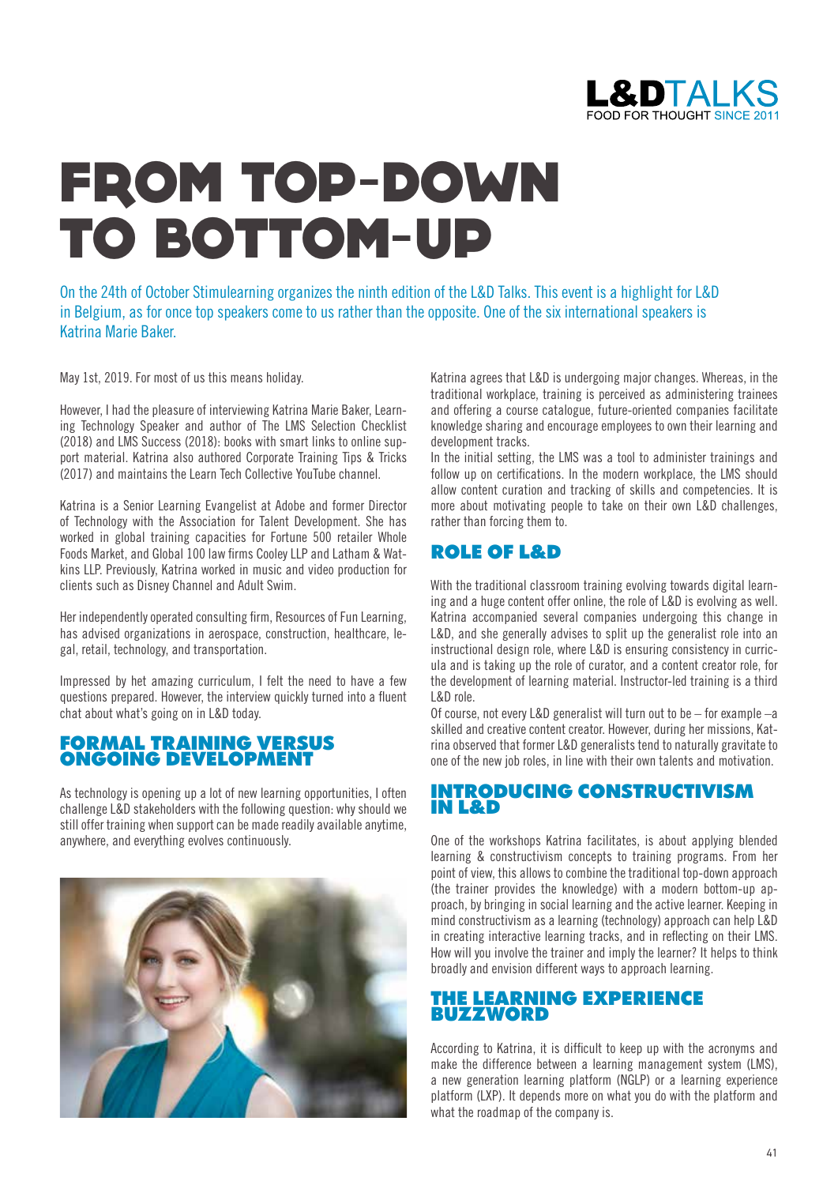# FROM TOP-DOWN TO BOTTOM-UP

On the 24th of October Stimulearning organizes the ninth edition of the L&D Talks. This event is a highlight for L&D in Belgium, as for once top speakers come to us rather than the opposite. One of the six international speakers is Katrina Marie Baker.

May 1st, 2019. For most of us this means holiday.

However, I had the pleasure of interviewing Katrina Marie Baker, Learning Technology Speaker and author of The LMS Selection Checklist (2018) and LMS Success (2018): books with smart links to online support material. Katrina also authored Corporate Training Tips & Tricks (2017) and maintains the Learn Tech Collective YouTube channel.

Katrina is a Senior Learning Evangelist at Adobe and former Director of Technology with the Association for Talent Development. She has worked in global training capacities for Fortune 500 retailer Whole Foods Market, and Global 100 law firms Cooley LLP and Latham & Watkins LLP. Previously, Katrina worked in music and video production for clients such as Disney Channel and Adult Swim.

Her independently operated consulting firm, Resources of Fun Learning, has advised organizations in aerospace, construction, healthcare, legal, retail, technology, and transportation.

Impressed by het amazing curriculum, I felt the need to have a few questions prepared. However, the interview quickly turned into a fluent chat about what's going on in L&D today.

## FORMAL TRAINING VERSUS ONGOING DEVELOPMENT

As technology is opening up a lot of new learning opportunities, I often challenge L&D stakeholders with the following question: why should we still offer training when support can be made readily available anytime, anywhere, and everything evolves continuously.

Katrina agrees that L&D is undergoing major changes. Whereas, in the traditional workplace, training is perceived as administering trainees and offering a course catalogue, future-oriented companies facilitate knowledge sharing and encourage employees to own their learning and development tracks.

In the initial setting, the LMS was a tool to administer trainings and follow up on certifications. In the modern workplace, the LMS should allow content curation and tracking of skills and competencies. It is more about motivating people to take on their own L&D challenges, rather than forcing them to.

## ROLE OF L&D

With the traditional classroom training evolving towards digital learning and a huge content offer online, the role of L&D is evolving as well. Katrina accompanied several companies undergoing this change in L&D, and she generally advises to split up the generalist role into an instructional design role, where L&D is ensuring consistency in curricula and is taking up the role of curator, and a content creator role, for the development of learning material. Instructor-led training is a third L&D role.

Of course, not every L&D generalist will turn out to be – for example –a skilled and creative content creator. However, during her missions, Katrina observed that former L&D generalists tend to naturally gravitate to one of the new job roles, in line with their own talents and motivation.

## INTRODUCING CONSTRUCTIVISM IN L&D

One of the workshops Katrina facilitates, is about applying blended learning & constructivism concepts to training programs. From her point of view, this allows to combine the traditional top-down approach (the trainer provides the knowledge) with a modern bottom-up approach, by bringing in social learning and the active learner. Keeping in mind constructivism as a learning (technology) approach can help L&D in creating interactive learning tracks, and in reflecting on their LMS. How will you involve the trainer and imply the learner? It helps to think broadly and envision different ways to approach learning.

## THE LEARNING EXPERIENCE BUZZWORD

According to Katrina, it is difficult to keep up with the acronyms and make the difference between a learning management system (LMS), a new generation learning platform (NGLP) or a learning experience platform (LXP). It depends more on what you do with the platform and what the roadmap of the company is.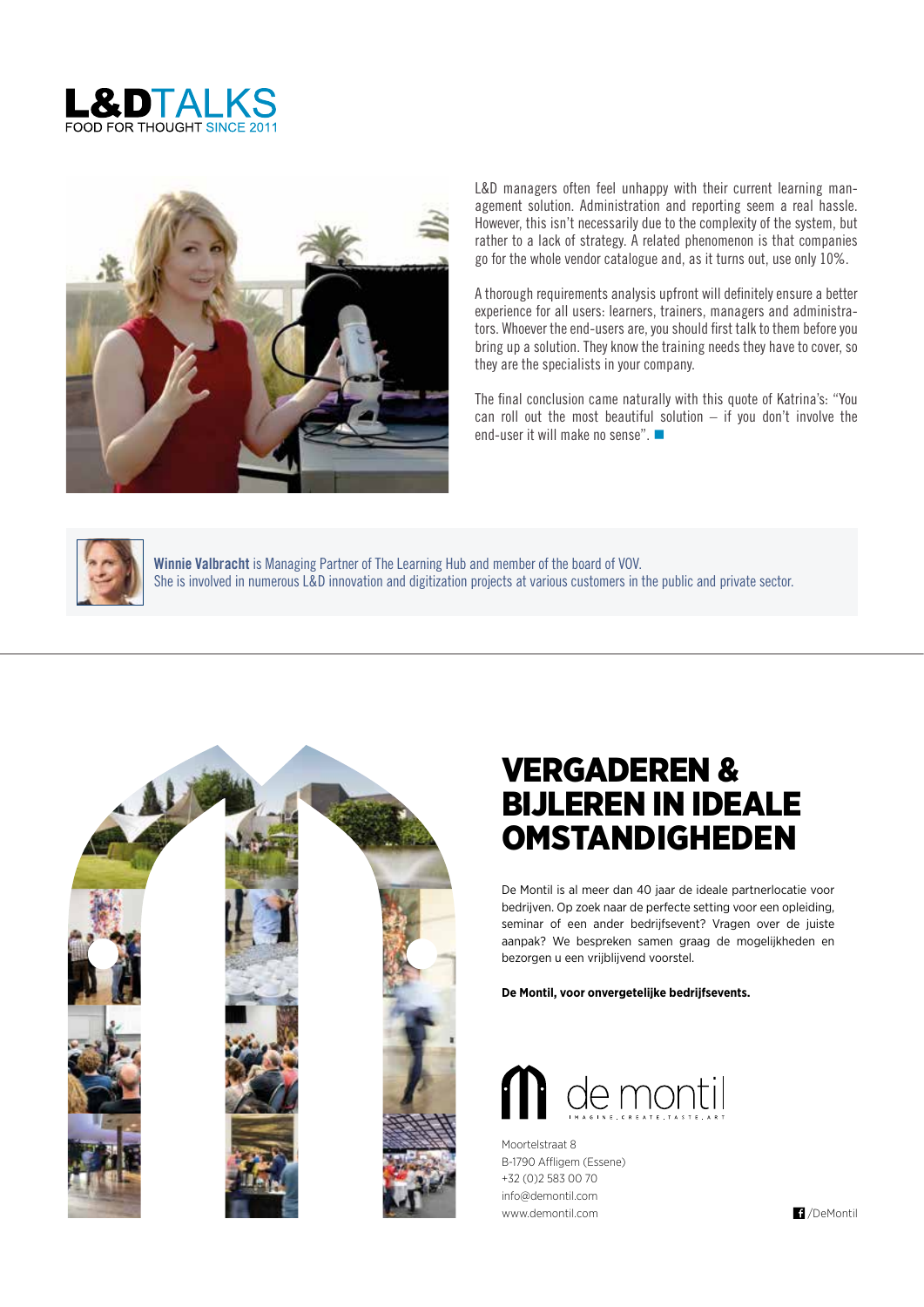L&D managers often feel unhappy with their current learning management solution. Administration and reporting seem a real hassle. However, this isn't necessarily due to the complexity of the system, but rather to a lack of strategy. A related phenomenon is that companies go for the whole vendor catalogue and, as it turns out, use only 10%.

A thorough requirements analysis upfront will definitely ensure a better experience for all users: learners, trainers, managers and administrators. Whoever the end-users are, you should first talk to them before you bring up a solution. They know the training needs they have to cover, so they are the specialists in your company.

The final conclusion came naturally with this quote of Katrina's: "You can roll out the most beautiful solution – if you don't involve the end-user it will make no sense".

**Winnie Valbracht** is Managing Partner of The Learning Hub and member of the board of VOV.
She is involved in numerous L&D innovation and digitization projects at various customers in the public and private sector.

---

# VERGADEREN & BIJLEREN IN IDEALE OMSTANDIGHEDEN

De Montil is al meer dan 40 jaar de ideale partnerlocatie voor bedrijven. Op zoek naar de perfecte setting voor een opleiding, seminar of een ander bedrijfsevent? Vragen over de juiste aanpak? We bespreken samen graag de mogelijkheden en bezorgen u een vrijblijvend voorstel.

**De Montil, voor onvergetelijke bedrijfsevents.**

de montil
IMAGINE.CREATE.TASTE.ART

Moortelstraat 8
B-1790 Affligem (Essene)
+32 (0)2 583 00 70
info@demontil.com
www.demontil.com

/DeMontil